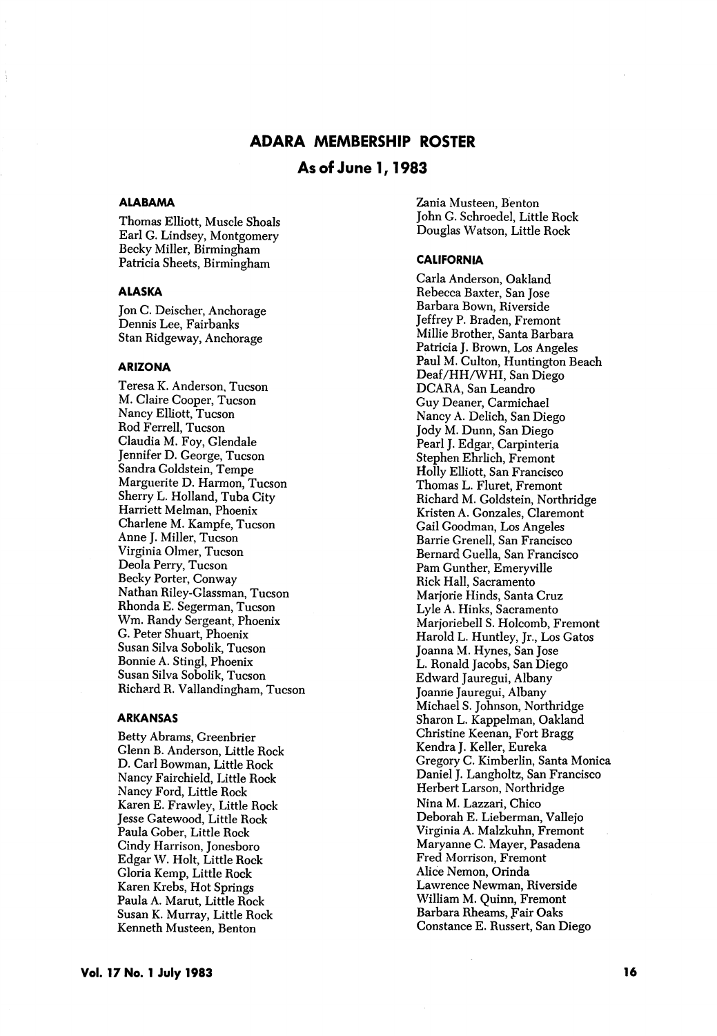# ADARA MEMBERSHIP ROSTER

## As of June 1, 1983

### ALABAMA

Thomas Elliott, Muscle Shoals
Earl G. Lindsey, Montgomery
Becky Miller, Birmingham
Patricia Sheets, Birmingham

### ALASKA

Jon C. Deischer, Anchorage
Dennis Lee, Fairbanks
Stan Ridgeway, Anchorage

### ARIZONA

Teresa K. Anderson, Tucson
M. Claire Cooper, Tucson
Nancy Elliott, Tucson
Rod Ferrell, Tucson
Claudia M. Foy, Glendale
Jennifer D. George, Tucson
Sandra Goldstein, Tempe
Marguerite D. Harmon, Tucson
Sherry L. Holland, Tuba City
Harriett Melman, Phoenix
Charlene M. Kampfe, Tucson
Anne J. Miller, Tucson
Virginia Olmer, Tucson
Deola Perry, Tucson
Becky Porter, Conway
Nathan Riley-Glassman, Tucson
Rhonda E. Segerman, Tucson
Wm. Randy Sergeant, Phoenix
G. Peter Shuart, Phoenix
Susan Silva Sobolik, Tucson
Bonnie A. Stingl, Phoenix
Susan Silva Sobolik, Tucson
Richard R. Vallandingham, Tucson

### ARKANSAS

Betty Abrams, Greenbrier
Glenn B. Anderson, Little Rock
D. Carl Bowman, Little Rock
Nancy Fairchield, Little Rock
Nancy Ford, Little Rock
Karen E. Frawley, Little Rock
Jesse Gatewood, Little Rock
Paula Gober, Little Rock
Cindy Harrison, Jonesboro
Edgar W. Holt, Little Rock
Gloria Kemp, Little Rock
Karen Krebs, Hot Springs
Paula A. Marut, Little Rock
Susan K. Murray, Little Rock
Kenneth Musteen, Benton
Zania Musteen, Benton
John G. Schroedel, Little Rock
Douglas Watson, Little Rock

### CALIFORNIA

Carla Anderson, Oakland
Rebecca Baxter, San Jose
Barbara Bown, Riverside
Jeffrey P. Braden, Fremont
Millie Brother, Santa Barbara
Patricia J. Brown, Los Angeles
Paul M. Culton, Huntington Beach
Deaf/HH/WHI, San Diego
DCARA, San Leandro
Guy Deaner, Carmichael
Nancy A. Delich, San Diego
Jody M. Dunn, San Diego
Pearl J. Edgar, Carpinteria
Stephen Ehrlich, Fremont
Holly Elliott, San Francisco
Thomas L. Fluret, Fremont
Richard M. Goldstein, Northridge
Kristen A. Gonzales, Claremont
Gail Goodman, Los Angeles
Barrie Grenell, San Francisco
Bernard Guella, San Francisco
Pam Gunther, Emeryville
Rick Hall, Sacramento
Marjorie Hinds, Santa Cruz
Lyle A. Hinks, Sacramento
Marjoriebell S. Holcomb, Fremont
Harold L. Huntley, Jr., Los Gatos
Joanna M. Hynes, San Jose
L. Ronald Jacobs, San Diego
Edward Jauregui, Albany
Joanne Jauregui, Albany
Michael S. Johnson, Northridge
Sharon L. Kappelman, Oakland
Christine Keenan, Fort Bragg
Kendra J. Keller, Eureka
Gregory C. Kimberlin, Santa Monica
Daniel J. Langholtz, San Francisco
Herbert Larson, Northridge
Nina M. Lazzari, Chico
Deborah E. Lieberman, Vallejo
Virginia A. Malzkuhn, Fremont
Maryanne C. Mayer, Pasadena
Fred Morrison, Fremont
Alice Nemon, Orinda
Lawrence Newman, Riverside
William M. Quinn, Fremont
Barbara Rheams, Fair Oaks
Constance E. Russert, San Diego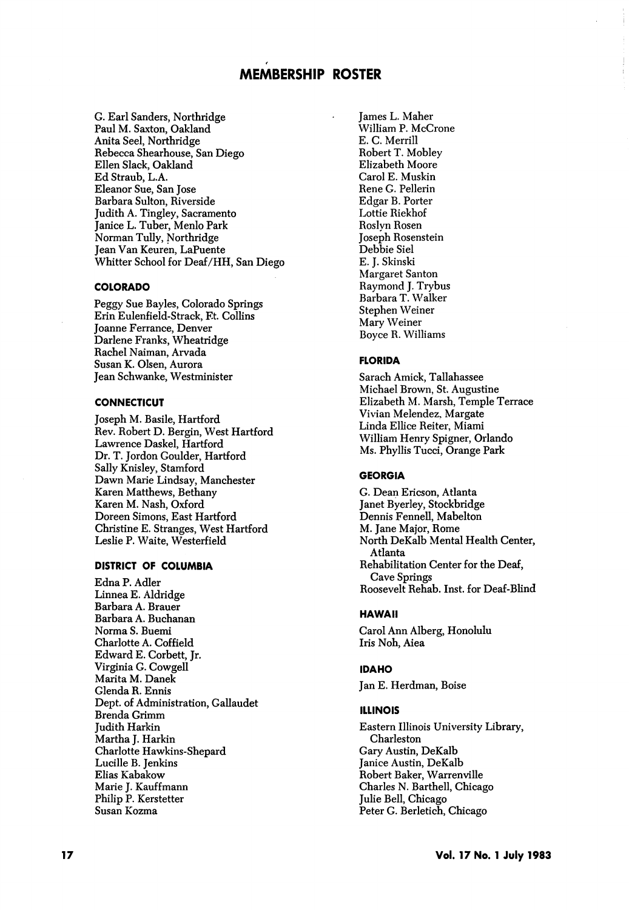# MEMBERSHIP ROSTER

G. Earl Sanders, Northridge
Paul M. Saxton, Oakland
Anita Seel, Northridge
Rebecca Shearhouse, San Diego
Ellen Slack, Oakland
Ed Straub, L.A.
Eleanor Sue, San Jose
Barbara Sulton, Riverside
Judith A. Tingley, Sacramento
Janice L. Tuber, Menlo Park
Norman Tully, Northridge
Jean Van Keuren, LaPuente
Whitter School for Deaf/HH, San Diego

### COLORADO

Peggy Sue Bayles, Colorado Springs
Erin Eulenfield-Strack, Ft. Collins
Joanne Ferrance, Denver
Darlene Franks, Wheatridge
Rachel Naiman, Arvada
Susan K. Olsen, Aurora
Jean Schwanke, Westminister

### CONNECTICUT

Joseph M. Basile, Hartford
Rev. Robert D. Bergin, West Hartford
Lawrence Daskel, Hartford
Dr. T. Jordon Goulder, Hartford
Sally Knisley, Stamford
Dawn Marie Lindsay, Manchester
Karen Matthews, Bethany
Karen M. Nash, Oxford
Doreen Simons, East Hartford
Christine E. Stranges, West Hartford
Leslie P. Waite, Westerfield

### DISTRICT OF COLUMBIA

Edna P. Adler
Linnea E. Aldridge
Barbara A. Brauer
Barbara A. Buchanan
Norma S. Buemi
Charlotte A. Coffield
Edward E. Corbett, Jr.
Virginia G. Cowgell
Marita M. Danek
Glenda R. Ennis
Dept. of Administration, Gallaudet
Brenda Grimm
Judith Harkin
Martha J. Harkin
Charlotte Hawkins-Shepard
Lucille B. Jenkins
Elias Kabakow
Marie J. Kauffmann
Philip P. Kerstetter
Susan Kozma
James L. Maher
William P. McCrone
E. C. Merrill
Robert T. Mobley
Elizabeth Moore
Carol E. Muskin
Rene G. Pellerin
Edgar B. Porter
Lottie Riekhof
Roslyn Rosen
Joseph Rosenstein
Debbie Siel
E. J. Skinski
Margaret Santon
Raymond J. Trybus
Barbara T. Walker
Stephen Weiner
Mary Weiner
Boyce R. Williams

### FLORIDA

Sarach Amick, Tallahassee
Michael Brown, St. Augustine
Elizabeth M. Marsh, Temple Terrace
Vivian Melendez, Margate
Linda Ellice Reiter, Miami
William Henry Spigner, Orlando
Ms. Phyllis Tucci, Orange Park

### GEORGIA

G. Dean Ericson, Atlanta
Janet Byerley, Stockbridge
Dennis Fennell, Mabelton
M. Jane Major, Rome
North DeKalb Mental Health Center, Atlanta
Rehabilitation Center for the Deaf, Cave Springs
Roosevelt Rehab. Inst. for Deaf-Blind

### HAWAII

Carol Ann Alberg, Honolulu
Iris Noh, Aiea

### IDAHO

Jan E. Herdman, Boise

### ILLINOIS

Eastern Illinois University Library, Charleston
Gary Austin, DeKalb
Janice Austin, DeKalb
Robert Baker, Warrenville
Charles N. Barthell, Chicago
Julie Bell, Chicago
Peter G. Berletich, Chicago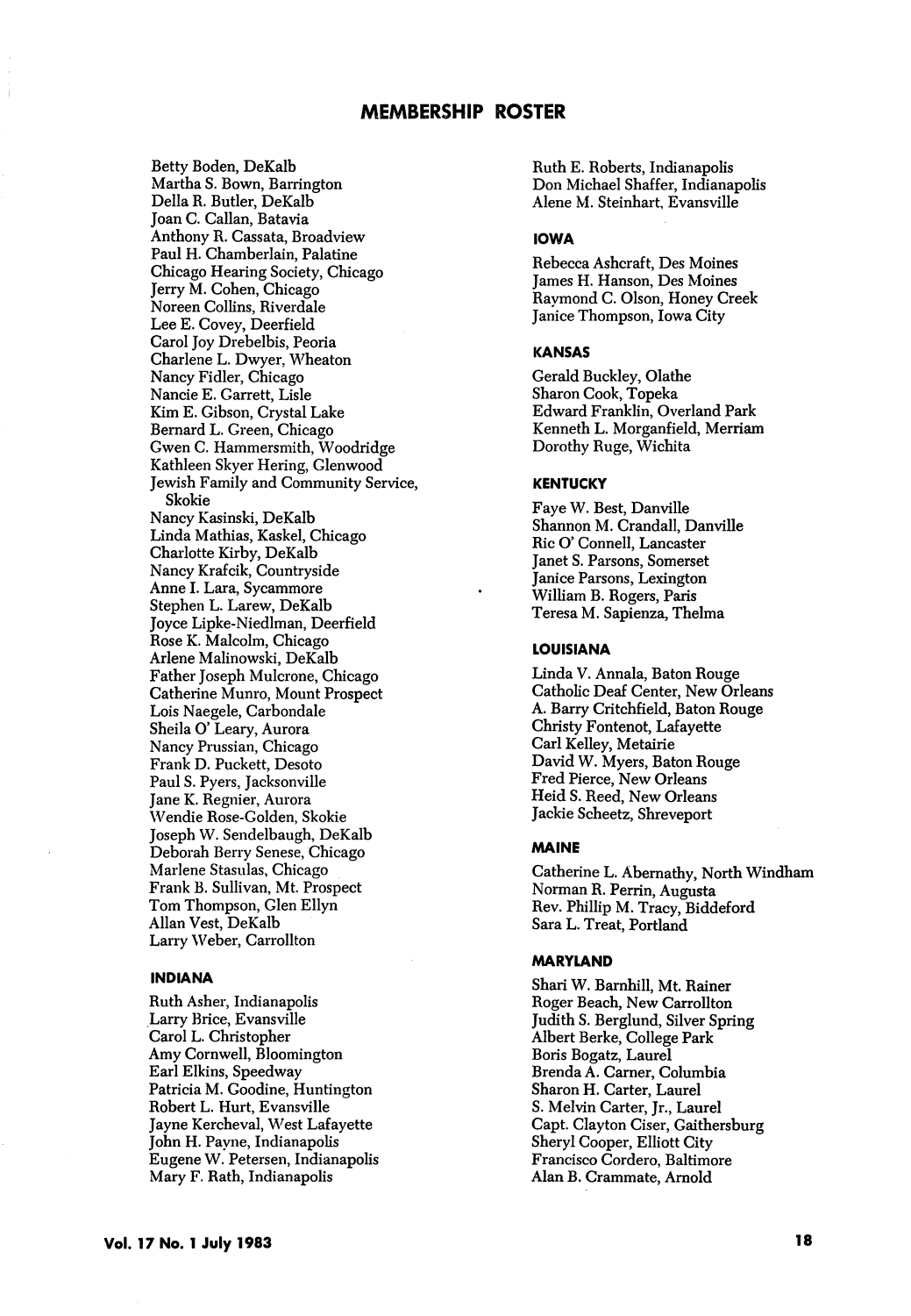## MEMBERSHIP ROSTER

Betty Boden, DeKalb
Martha S. Bown, Barrington
Della R. Butler, DeKalb
Joan C. Callan, Batavia
Anthony R. Cassata, Broadview
Paul H. Chamberlain, Palatine
Chicago Hearing Society, Chicago
Jerry M. Cohen, Chicago
Noreen Collins, Riverdale
Lee E. Covey, Deerfield
Carol Joy Drebelbis, Peoria
Charlene L. Dwyer, Wheaton
Nancy Fidler, Chicago
Nancie E. Garrett, Lisle
Kim E. Gibson, Crystal Lake
Bernard L. Green, Chicago
Gwen C. Hammersmith, Woodridge
Kathleen Skyer Hering, Glenwood
Jewish Family and Community Service, Skokie
Nancy Kasinski, DeKalb
Linda Mathias, Kaskel, Chicago
Charlotte Kirby, DeKalb
Nancy Krafcik, Countryside
Anne I. Lara, Sycammore
Stephen L. Larew, DeKalb
Joyce Lipke-Niedlman, Deerfield
Rose K. Malcolm, Chicago
Arlene Malinowski, DeKalb
Father Joseph Mulcrone, Chicago
Catherine Munro, Mount Prospect
Lois Naegele, Carbondale
Sheila O' Leary, Aurora
Nancy Prussian, Chicago
Frank D. Puckett, Desoto
Paul S. Pyers, Jacksonville
Jane K. Regnier, Aurora
Wendie Rose-Golden, Skokie
Joseph W. Sendelbaugh, DeKalb
Deborah Berry Senese, Chicago
Marlene Stasulas, Chicago
Frank B. Sullivan, Mt. Prospect
Tom Thompson, Glen Ellyn
Allan Vest, DeKalb
Larry Weber, Carrollton

### INDIANA

Ruth Asher, Indianapolis
Larry Brice, Evansville
Carol L. Christopher
Amy Cornwell, Bloomington
Earl Elkins, Speedway
Patricia M. Goodine, Huntington
Robert L. Hurt, Evansville
Jayne Kercheval, West Lafayette
John H. Payne, Indianapolis
Eugene W. Petersen, Indianapolis
Mary F. Rath, Indianapolis
Ruth E. Roberts, Indianapolis
Don Michael Shaffer, Indianapolis
Alene M. Steinhart, Evansville

### IOWA

Rebecca Ashcraft, Des Moines
James H. Hanson, Des Moines
Raymond C. Olson, Honey Creek
Janice Thompson, Iowa City

### KANSAS

Gerald Buckley, Olathe
Sharon Cook, Topeka
Edward Franklin, Overland Park
Kenneth L. Morganfield, Merriam
Dorothy Ruge, Wichita

### KENTUCKY

Faye W. Best, Danville
Shannon M. Crandall, Danville
Ric O' Connell, Lancaster
Janet S. Parsons, Somerset
Janice Parsons, Lexington
William B. Rogers, Paris
Teresa M. Sapienza, Thelma

### LOUISIANA

Linda V. Annala, Baton Rouge
Catholic Deaf Center, New Orleans
A. Barry Critchfield, Baton Rouge
Christy Fontenot, Lafayette
Carl Kelley, Metairie
David W. Myers, Baton Rouge
Fred Pierce, New Orleans
Heid S. Reed, New Orleans
Jackie Scheetz, Shreveport

### MAINE

Catherine L. Abernathy, North Windham
Norman R. Perrin, Augusta
Rev. Phillip M. Tracy, Biddeford
Sara L. Treat, Portland

### MARYLAND

Shari W. Barnhill, Mt. Rainer
Roger Beach, New Carrollton
Judith S. Berglund, Silver Spring
Albert Berke, College Park
Boris Bogatz, Laurel
Brenda A. Carner, Columbia
Sharon H. Carter, Laurel
S. Melvin Carter, Jr., Laurel
Capt. Clayton Ciser, Gaithersburg
Sheryl Cooper, Elliott City
Francisco Cordero, Baltimore
Alan B. Crammate, Arnold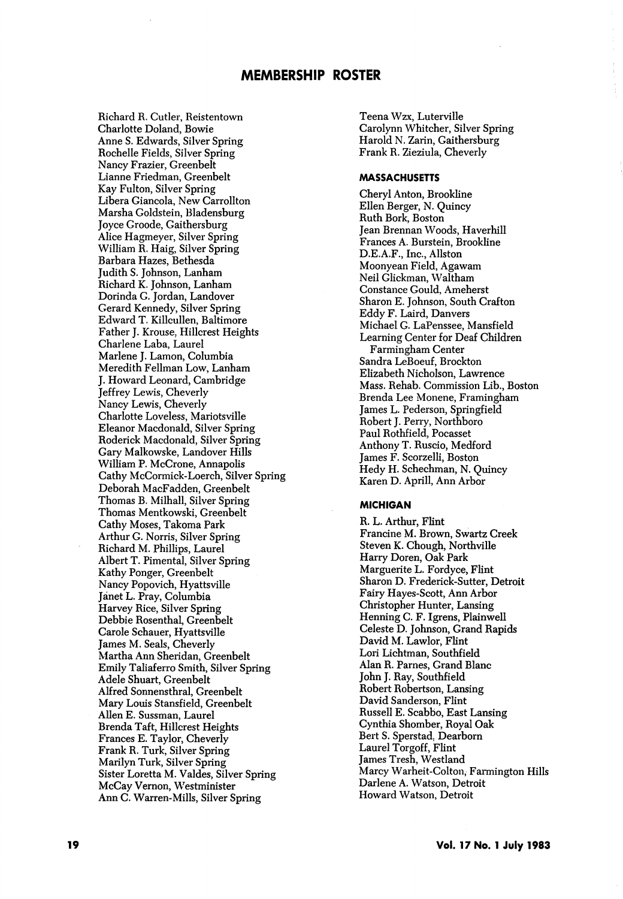## MEMBERSHIP ROSTER

Richard R. Cutler, Reistentown
Charlotte Doland, Bowie
Anne S. Edwards, Silver Spring
Rochelle Fields, Silver Spring
Nancy Frazier, Greenbelt
Lianne Friedman, Greenbelt
Kay Fulton, Silver Spring
Libera Giancola, New Carrollton
Marsha Goldstein, Bladensburg
Joyce Groode, Gaithersburg
Alice Hagmeyer, Silver Spring
William R. Haig, Silver Spring
Barbara Hazes, Bethesda
Judith S. Johnson, Lanham
Richard K. Johnson, Lanham
Dorinda G. Jordan, Landover
Gerard Kennedy, Silver Spring
Edward T. Killcullen, Baltimore
Father J. Krouse, Hillcrest Heights
Charlene Laba, Laurel
Marlene J. Lamon, Columbia
Meredith Fellman Low, Lanham
J. Howard Leonard, Cambridge
Jeffrey Lewis, Cheverly
Nancy Lewis, Cheverly
Charlotte Loveless, Mariotsville
Eleanor Macdonald, Silver Spring
Roderick Macdonald, Silver Spring
Gary Malkowske, Landover Hills
William P. McCrone, Annapolis
Cathy McCormick-Loerch, Silver Spring
Deborah MacFadden, Greenbelt
Thomas B. Milhall, Silver Spring
Thomas Mentkowski, Greenbelt
Cathy Moses, Takoma Park
Arthur G. Norris, Silver Spring
Richard M. Phillips, Laurel
Albert T. Pimental, Silver Spring
Kathy Ponger, Greenbelt
Nancy Popovich, Hyattsville
Janet L. Pray, Columbia
Harvey Rice, Silver Spring
Debbie Rosenthal, Greenbelt
Carole Schauer, Hyattsville
James M. Seals, Cheverly
Martha Ann Sheridan, Greenbelt
Emily Taliaferro Smith, Silver Spring
Adele Shuart, Greenbelt
Alfred Sonnensthral, Greenbelt
Mary Louis Stansfield, Greenbelt
Allen E. Sussman, Laurel
Brenda Taft, Hillcrest Heights
Frances E. Taylor, Cheverly
Frank R. Turk, Silver Spring
Marilyn Turk, Silver Spring
Sister Loretta M. Valdes, Silver Spring
McCay Vernon, Westminister
Ann C. Warren-Mills, Silver Spring
Teena Wzx, Luterville
Carolynn Whitcher, Silver Spring
Harold N. Zarin, Gaithersburg
Frank R. Zieziula, Cheverly

### MASSACHUSETTS

Cheryl Anton, Brookline
Ellen Berger, N. Quincy
Ruth Bork, Boston
Jean Brennan Woods, Haverhill
Frances A. Burstein, Brookline
D.E.A.F., Inc., Allston
Moonyean Field, Agawam
Neil Glickman, Waltham
Constance Gould, Ameherst
Sharon E. Johnson, South Crafton
Eddy F. Laird, Danvers
Michael G. LaPenssee, Mansfield
Learning Center for Deaf Children
Farmingham Center
Sandra LeBoeuf, Brockton
Elizabeth Nicholson, Lawrence
Mass. Rehab. Commission Lib., Boston
Brenda Lee Monene, Framingham
James L. Pederson, Springfield
Robert J. Perry, Northboro
Paul Rothfield, Pocasset
Anthony T. Ruscio, Medford
James F. Scorzelli, Boston
Hedy H. Schechman, N. Quincy
Karen D. Aprill, Ann Arbor

### MICHIGAN

R. L. Arthur, Flint
Francine M. Brown, Swartz Creek
Steven K. Chough, Northville
Harry Doren, Oak Park
Marguerite L. Fordyce, Flint
Sharon D. Frederick-Sutter, Detroit
Fairy Hayes-Scott, Ann Arbor
Christopher Hunter, Lansing
Henning C. F. Igrens, Plainwell
Celeste D. Johnson, Grand Rapids
David M. Lawlor, Flint
Lori Lichtman, Southfield
Alan R. Parnes, Grand Blanc
John J. Ray, Southfield
Robert Robertson, Lansing
David Sanderson, Flint
Russell E. Scabbo, East Lansing
Cynthia Shomber, Royal Oak
Bert S. Sperstad, Dearborn
Laurel Torgoff, Flint
James Tresh, Westland
Marcy Warheit-Colton, Farmington Hills
Darlene A. Watson, Detroit
Howard Watson, Detroit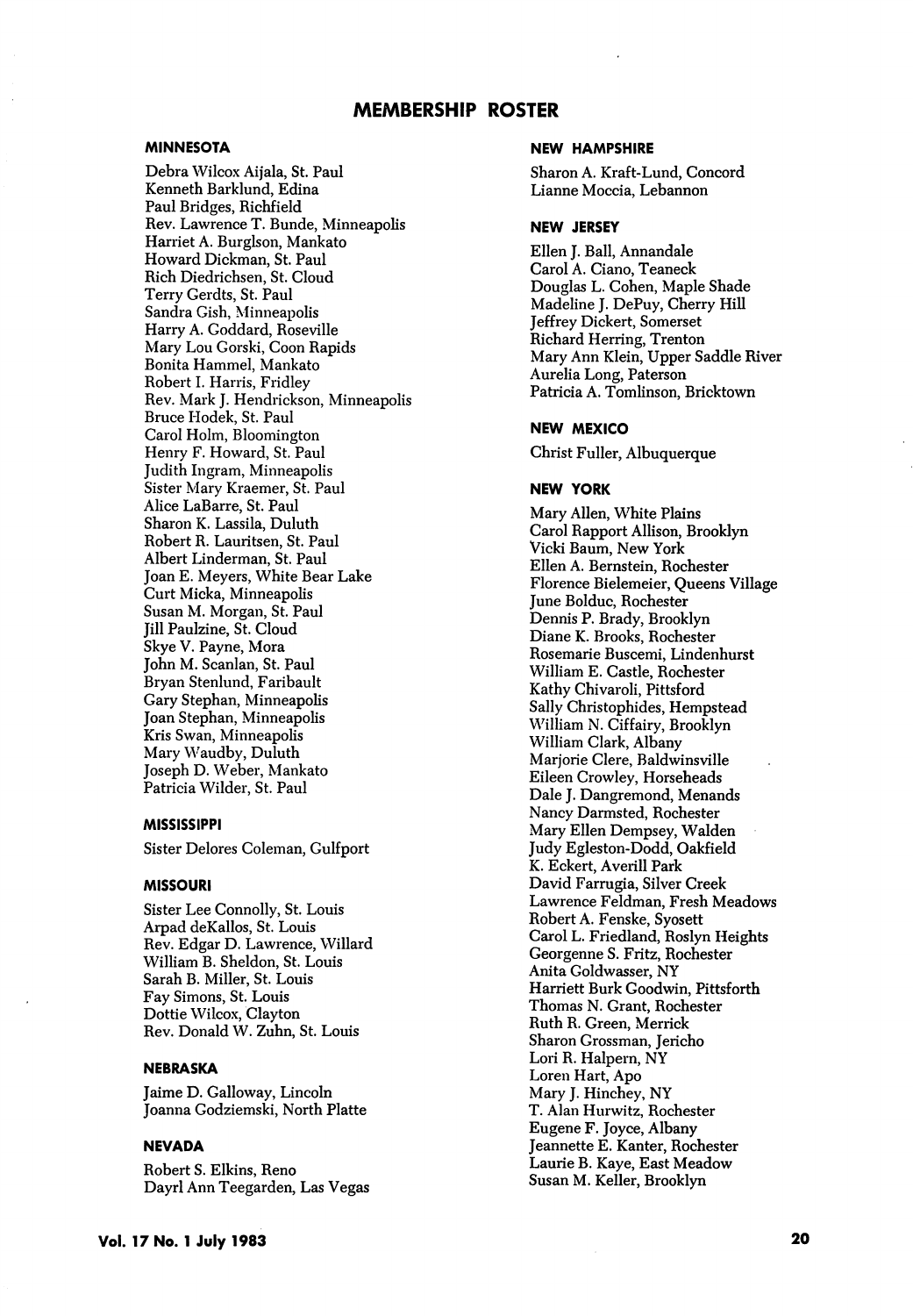# MEMBERSHIP ROSTER

### MINNESOTA

Debra Wilcox Aijala, St. Paul
Kenneth Barklund, Edina
Paul Bridges, Richfield
Rev. Lawrence T. Bunde, Minneapolis
Harriet A. Burglson, Mankato
Howard Dickman, St. Paul
Rich Diedrichsen, St. Cloud
Terry Gerdts, St. Paul
Sandra Gish, Minneapolis
Harry A. Goddard, Roseville
Mary Lou Gorski, Coon Rapids
Bonita Hammel, Mankato
Robert I. Harris, Fridley
Rev. Mark J. Hendrickson, Minneapolis
Bruce Hodek, St. Paul
Carol Holm, Bloomington
Henry F. Howard, St. Paul
Judith Ingram, Minneapolis
Sister Mary Kraemer, St. Paul
Alice LaBarre, St. Paul
Sharon K. Lassila, Duluth
Robert R. Lauritsen, St. Paul
Albert Linderman, St. Paul
Joan E. Meyers, White Bear Lake
Curt Micka, Minneapolis
Susan M. Morgan, St. Paul
Jill Paulzine, St. Cloud
Skye V. Payne, Mora
John M. Scanlan, St. Paul
Bryan Stenlund, Faribault
Gary Stephan, Minneapolis
Joan Stephan, Minneapolis
Kris Swan, Minneapolis
Mary Waudby, Duluth
Joseph D. Weber, Mankato
Patricia Wilder, St. Paul

### MISSISSIPPI

Sister Delores Coleman, Gulfport

### MISSOURI

Sister Lee Connolly, St. Louis
Arpad deKallos, St. Louis
Rev. Edgar D. Lawrence, Willard
William B. Sheldon, St. Louis
Sarah B. Miller, St. Louis
Fay Simons, St. Louis
Dottie Wilcox, Clayton
Rev. Donald W. Zuhn, St. Louis

### NEBRASKA

Jaime D. Galloway, Lincoln
Joanna Godziemski, North Platte

### NEVADA

Robert S. Elkins, Reno
Dayrl Ann Teegarden, Las Vegas

### NEW HAMPSHIRE

Sharon A. Kraft-Lund, Concord
Lianne Moccia, Lebannon

### NEW JERSEY

Ellen J. Ball, Annandale
Carol A. Ciano, Teaneck
Douglas L. Cohen, Maple Shade
Madeline J. DePuy, Cherry Hill
Jeffrey Dickert, Somerset
Richard Herring, Trenton
Mary Ann Klein, Upper Saddle River
Aurelia Long, Paterson
Patricia A. Tomlinson, Bricktown

### NEW MEXICO

Christ Fuller, Albuquerque

### NEW YORK

Mary Allen, White Plains
Carol Rapport Allison, Brooklyn
Vicki Baum, New York
Ellen A. Bernstein, Rochester
Florence Bielemeier, Queens Village
June Bolduc, Rochester
Dennis P. Brady, Brooklyn
Diane K. Brooks, Rochester
Rosemarie Buscemi, Lindenhurst
William E. Castle, Rochester
Kathy Chivaroli, Pittsford
Sally Christophides, Hempstead
William N. Ciffairy, Brooklyn
William Clark, Albany
Marjorie Clere, Baldwinsville
Eileen Crowley, Horseheads
Dale J. Dangremond, Menands
Nancy Darmsted, Rochester
Mary Ellen Dempsey, Walden
Judy Egleston-Dodd, Oakfield
K. Eckert, Averill Park
David Farrugia, Silver Creek
Lawrence Feldman, Fresh Meadows
Robert A. Fenske, Syosett
Carol L. Friedland, Roslyn Heights
Georgenne S. Fritz, Rochester
Anita Goldwasser, NY
Harriett Burk Goodwin, Pittsforth
Thomas N. Grant, Rochester
Ruth R. Green, Merrick
Sharon Grossman, Jericho
Lori R. Halpern, NY
Loren Hart, Apo
Mary J. Hinchey, NY
T. Alan Hurwitz, Rochester
Eugene F. Joyce, Albany
Jeannette E. Kanter, Rochester
Laurie B. Kaye, East Meadow
Susan M. Keller, Brooklyn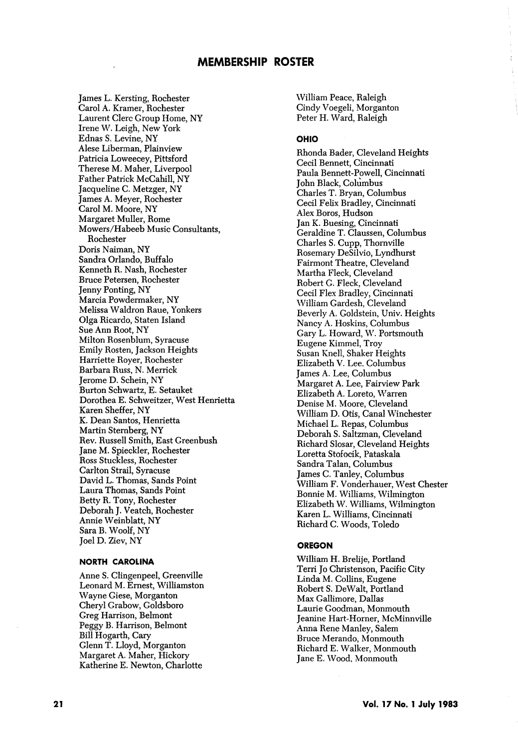## MEMBERSHIP ROSTER

James L. Kersting, Rochester
Carol A. Kramer, Rochester
Laurent Clerc Group Home, NY
Irene W. Leigh, New York
Ednas S. Levine, NY
Alese Liberman, Plainview
Patricia Loweecey, Pittsford
Therese M. Maher, Liverpool
Father Patrick McCahill, NY
Jacqueline C. Metzger, NY
James A. Meyer, Rochester
Carol M. Moore, NY
Margaret Muller, Rome
Mowers/Habeeb Music Consultants, Rochester
Doris Naiman, NY
Sandra Orlando, Buffalo
Kenneth R. Nash, Rochester
Bruce Petersen, Rochester
Jenny Ponting, NY
Marcia Powdermaker, NY
Melissa Waldron Raue, Yonkers
Olga Ricardo, Staten Island
Sue Ann Root, NY
Milton Rosenblum, Syracuse
Emily Rosten, Jackson Heights
Harriette Royer, Rochester
Barbara Russ, N. Merrick
Jerome D. Schein, NY
Burton Schwartz, E. Setauket
Dorothea E. Schweitzer, West Henrietta
Karen Sheffer, NY
K. Dean Santos, Henrietta
Martin Sternberg, NY
Rev. Russell Smith, East Greenbush
Jane M. Spieckler, Rochester
Ross Stuckless, Rochester
Carlton Strail, Syracuse
David L. Thomas, Sands Point
Laura Thomas, Sands Point
Betty R. Tony, Rochester
Deborah J. Veatch, Rochester
Annie Weinblatt, NY
Sara B. Woolf, NY
Joel D. Ziev, NY

### NORTH CAROLINA

Anne S. Clingenpeel, Greenville
Leonard M. Ernest, Williamston
Wayne Giese, Morganton
Cheryl Grabow, Goldsboro
Greg Harrison, Belmont
Peggy B. Harrison, Belmont
Bill Hogarth, Cary
Glenn T. Lloyd, Morganton
Margaret A. Maher, Hickory
Katherine E. Newton, Charlotte
William Peace, Raleigh
Cindy Voegeli, Morganton
Peter H. Ward, Raleigh

### OHIO

Rhonda Bader, Cleveland Heights
Cecil Bennett, Cincinnati
Paula Bennett-Powell, Cincinnati
John Black, Columbus
Charles T. Bryan, Columbus
Cecil Felix Bradley, Cincinnati
Alex Boros, Hudson
Jan K. Buesing, Cincinnati
Geraldine T. Claussen, Columbus
Charles S. Cupp, Thornville
Rosemary DeSilvio, Lyndhurst
Fairmont Theatre, Cleveland
Martha Fleck, Cleveland
Robert G. Fleck, Cleveland
Cecil Flex Bradley, Cincinnati
William Gardesh, Cleveland
Beverly A. Goldstein, Univ. Heights
Nancy A. Hoskins, Columbus
Gary L. Howard, W. Portsmouth
Eugene Kimmel, Troy
Susan Knell, Shaker Heights
Elizabeth V. Lee. Columbus
James A. Lee, Columbus
Margaret A. Lee, Fairview Park
Elizabeth A. Loreto, Warren
Denise M. Moore, Cleveland
William D. Otis, Canal Winchester
Michael L. Repas, Columbus
Deborah S. Saltzman, Cleveland
Richard Slosar, Cleveland Heights
Loretta Stofocik, Pataskala
Sandra Talan, Columbus
James C. Tanley, Columbus
William F. Vonderhauer, West Chester
Bonnie M. Williams, Wilmington
Elizabeth W. Williams, Wilmington
Karen L. Williams, Cincinnati
Richard C. Woods, Toledo

### OREGON

William H. Brelije, Portland
Terri Jo Christenson, Pacific City
Linda M. Collins, Eugene
Robert S. DeWalt, Portland
Max Gallimore, Dallas
Laurie Goodman, Monmouth
Jeanine Hart-Horner, McMinnville
Anna Rene Manley, Salem
Bruce Merando, Monmouth
Richard E. Walker, Monmouth
Jane E. Wood, Monmouth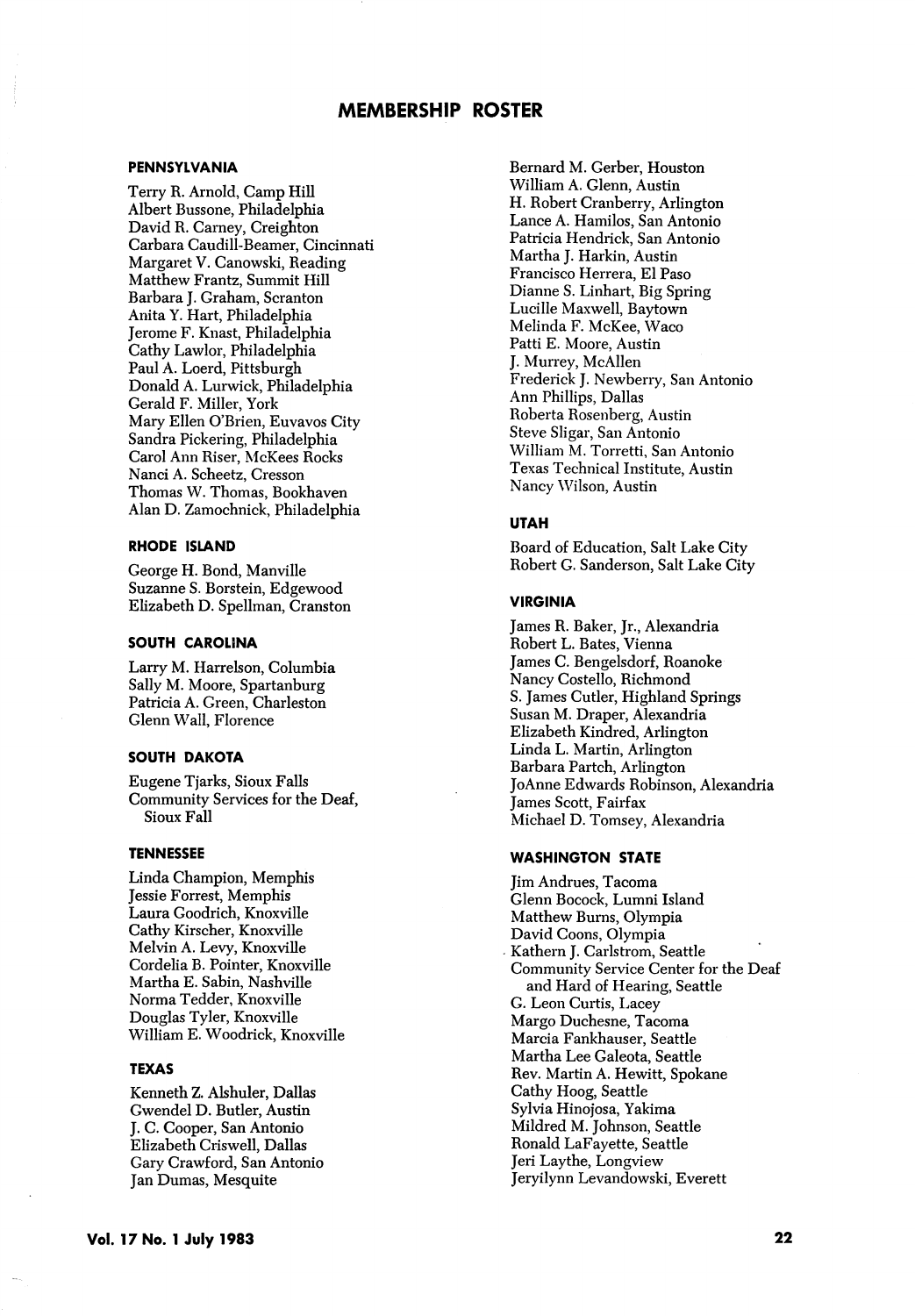# MEMBERSHIP ROSTER

### PENNSYLVANIA

Terry R. Arnold, Camp Hill
Albert Bussone, Philadelphia
David R. Carney, Creighton
Carbara Caudill-Beamer, Cincinnati
Margaret V. Canowski, Reading
Matthew Frantz, Summit Hill
Barbara J. Graham, Scranton
Anita Y. Hart, Philadelphia
Jerome F. Knast, Philadelphia
Cathy Lawlor, Philadelphia
Paul A. Loerd, Pittsburgh
Donald A. Lurwick, Philadelphia
Gerald F. Miller, York
Mary Ellen O'Brien, Euvavos City
Sandra Pickering, Philadelphia
Carol Ann Riser, McKees Rocks
Nanci A. Scheetz, Cresson
Thomas W. Thomas, Bookhaven
Alan D. Zamochnick, Philadelphia

### RHODE ISLAND

George H. Bond, Manville
Suzanne S. Borstein, Edgewood
Elizabeth D. Spellman, Cranston

### SOUTH CAROLINA

Larry M. Harrelson, Columbia
Sally M. Moore, Spartanburg
Patricia A. Green, Charleston
Glenn Wall, Florence

### SOUTH DAKOTA

Eugene Tjarks, Sioux Falls
Community Services for the Deaf, Sioux Fall

### TENNESSEE

Linda Champion, Memphis
Jessie Forrest, Memphis
Laura Goodrich, Knoxville
Cathy Kirscher, Knoxville
Melvin A. Levy, Knoxville
Cordelia B. Pointer, Knoxville
Martha E. Sabin, Nashville
Norma Tedder, Knoxville
Douglas Tyler, Knoxville
William E. Woodrick, Knoxville

### TEXAS

Kenneth Z. Alshuler, Dallas
Gwendel D. Butler, Austin
J. C. Cooper, San Antonio
Elizabeth Criswell, Dallas
Gary Crawford, San Antonio
Jan Dumas, Mesquite
Bernard M. Gerber, Houston
William A. Glenn, Austin
H. Robert Cranberry, Arlington
Lance A. Hamilos, San Antonio
Patricia Hendrick, San Antonio
Martha J. Harkin, Austin
Francisco Herrera, El Paso
Dianne S. Linhart, Big Spring
Lucille Maxwell, Baytown
Melinda F. McKee, Waco
Patti E. Moore, Austin
J. Murrey, McAllen
Frederick J. Newberry, San Antonio
Ann Phillips, Dallas
Roberta Rosenberg, Austin
Steve Sligar, San Antonio
William M. Torretti, San Antonio
Texas Technical Institute, Austin
Nancy Wilson, Austin

### UTAH

Board of Education, Salt Lake City
Robert G. Sanderson, Salt Lake City

### VIRGINIA

James R. Baker, Jr., Alexandria
Robert L. Bates, Vienna
James C. Bengelsdorf, Roanoke
Nancy Costello, Richmond
S. James Cutler, Highland Springs
Susan M. Draper, Alexandria
Elizabeth Kindred, Arlington
Linda L. Martin, Arlington
Barbara Partch, Arlington
JoAnne Edwards Robinson, Alexandria
James Scott, Fairfax
Michael D. Tomsey, Alexandria

### WASHINGTON STATE

Jim Andrues, Tacoma
Glenn Bocock, Lumni Island
Matthew Burns, Olympia
David Coons, Olympia
Kathern J. Carlstrom, Seattle
Community Service Center for the Deaf and Hard of Hearing, Seattle
G. Leon Curtis, Lacey
Margo Duchesne, Tacoma
Marcia Fankhauser, Seattle
Martha Lee Galeota, Seattle
Rev. Martin A. Hewitt, Spokane
Cathy Hoog, Seattle
Sylvia Hinojosa, Yakima
Mildred M. Johnson, Seattle
Ronald LaFayette, Seattle
Jeri Laythe, Longview
Jeryilynn Levandowski, Everett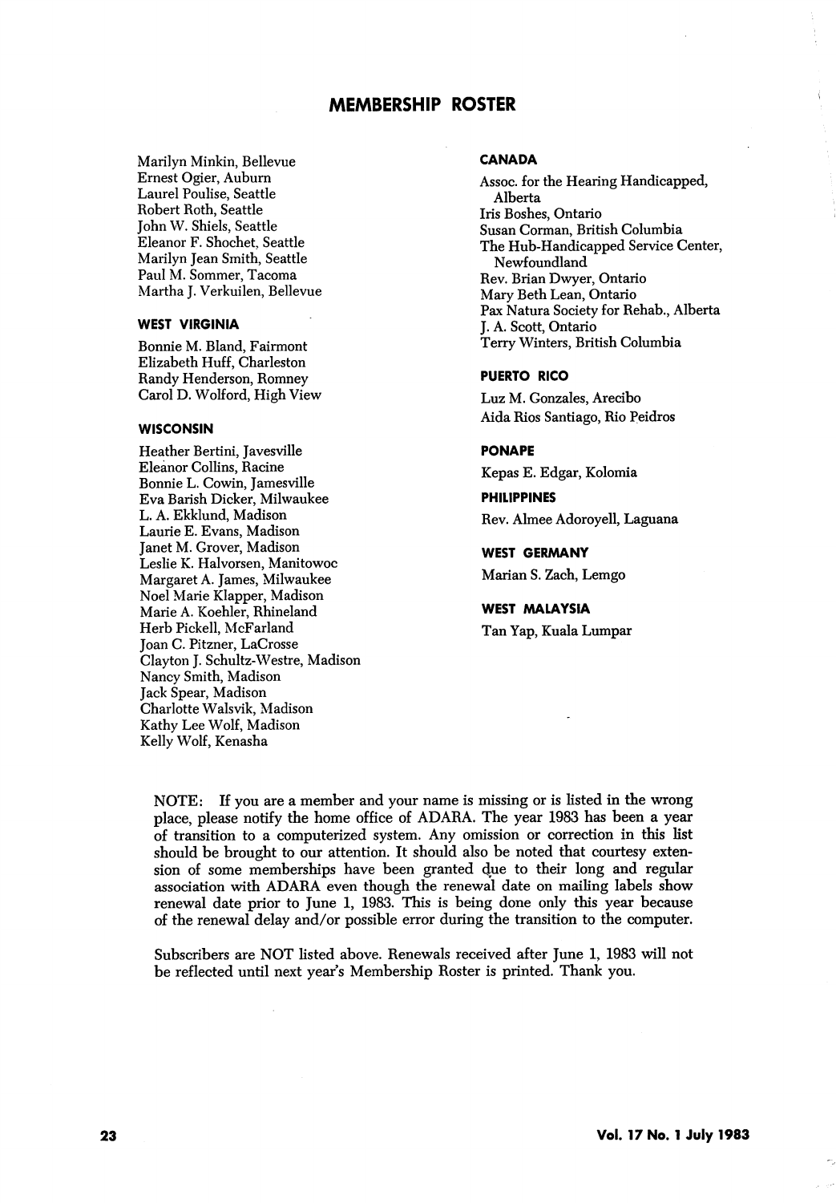## MEMBERSHIP ROSTER

Marilyn Minkin, Bellevue
Ernest Ogier, Auburn
Laurel Poulise, Seattle
Robert Roth, Seattle
John W. Shiels, Seattle
Eleanor F. Shochet, Seattle
Marilyn Jean Smith, Seattle
Paul M. Sommer, Tacoma
Martha J. Verkuilen, Bellevue

### WEST VIRGINIA

Bonnie M. Bland, Fairmont
Elizabeth Huff, Charleston
Randy Henderson, Romney
Carol D. Wolford, High View

### WISCONSIN

Heather Bertini, Javesville
Eleanor Collins, Racine
Bonnie L. Cowin, Jamesville
Eva Barish Dicker, Milwaukee
L. A. Ekklund, Madison
Laurie E. Evans, Madison
Janet M. Grover, Madison
Leslie K. Halvorsen, Manitowoc
Margaret A. James, Milwaukee
Noel Marie Klapper, Madison
Marie A. Koehler, Rhineland
Herb Pickell, McFarland
Joan C. Pitzner, LaCrosse
Clayton J. Schultz-Westre, Madison
Nancy Smith, Madison
Jack Spear, Madison
Charlotte Walsvik, Madison
Kathy Lee Wolf, Madison
Kelly Wolf, Kenasha

### CANADA

Assoc. for the Hearing Handicapped, Alberta
Iris Boshes, Ontario
Susan Corman, British Columbia
The Hub-Handicapped Service Center, Newfoundland
Rev. Brian Dwyer, Ontario
Mary Beth Lean, Ontario
Pax Natura Society for Rehab., Alberta
J. A. Scott, Ontario
Terry Winters, British Columbia

### PUERTO RICO

Luz M. Gonzales, Arecibo
Aida Rios Santiago, Rio Peidros

### PONAPE

Kepas E. Edgar, Kolomia

### PHILIPPINES

Rev. Almee Adoroyell, Laguana

### WEST GERMANY

Marian S. Zach, Lemgo

### WEST MALAYSIA

Tan Yap, Kuala Lumpar

NOTE: If you are a member and your name is missing or is listed in the wrong place, please notify the home office of ADARA. The year 1983 has been a year of transition to a computerized system. Any omission or correction in this list should be brought to our attention. It should also be noted that courtesy extension of some memberships have been granted due to their long and regular association with ADARA even though the renewal date on mailing labels show renewal date prior to June 1, 1983. This is being done only this year because of the renewal delay and/or possible error during the transition to the computer.

Subscribers are NOT listed above. Renewals received after June 1, 1983 will not be reflected until next year's Membership Roster is printed. Thank you.